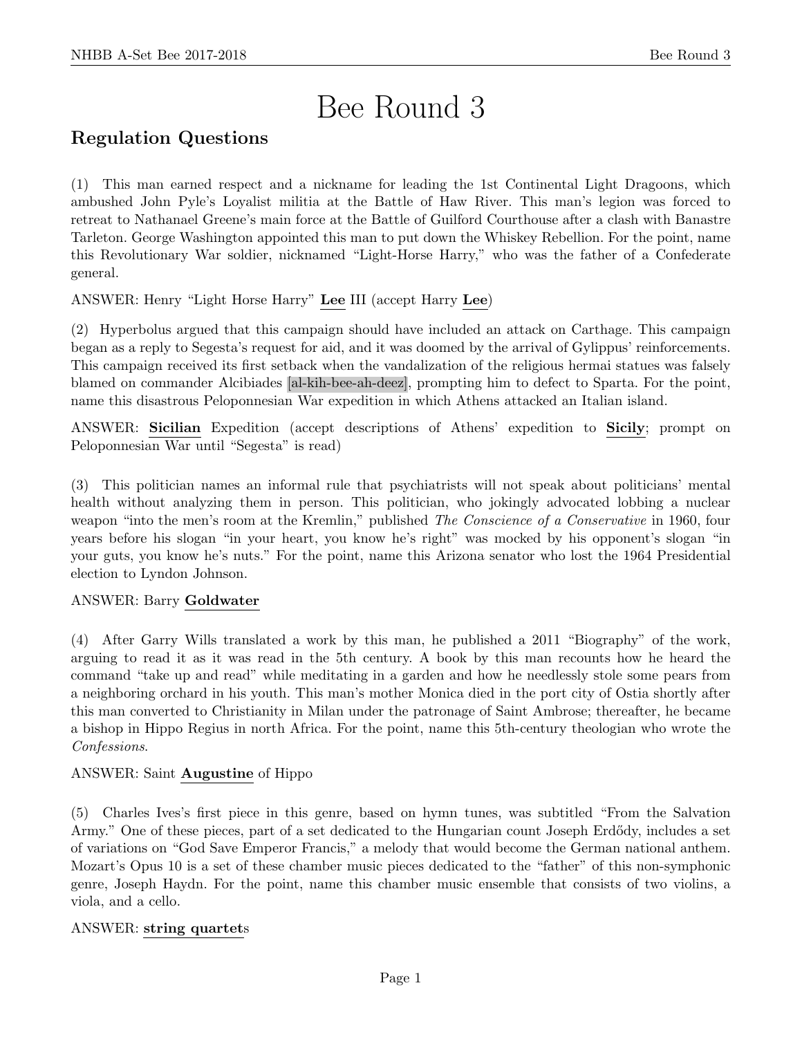# Bee Round 3

## Regulation Questions

(1) This man earned respect and a nickname for leading the 1st Continental Light Dragoons, which ambushed John Pyle's Loyalist militia at the Battle of Haw River. This man's legion was forced to retreat to Nathanael Greene's main force at the Battle of Guilford Courthouse after a clash with Banastre Tarleton. George Washington appointed this man to put down the Whiskey Rebellion. For the point, name this Revolutionary War soldier, nicknamed "Light-Horse Harry," who was the father of a Confederate general.

ANSWER: Henry "Light Horse Harry" **Lee** III (accept Harry **Lee**)

(2) Hyperbolus argued that this campaign should have included an attack on Carthage. This campaign began as a reply to Segesta's request for aid, and it was doomed by the arrival of Gylippus' reinforcements. This campaign received its first setback when the vandalization of the religious hermai statues was falsely blamed on commander Alcibiades [al-kih-bee-ah-deez], prompting him to defect to Sparta. For the point, name this disastrous Peloponnesian War expedition in which Athens attacked an Italian island.

ANSWER: **Sicilian** Expedition (accept descriptions of Athens' expedition to **Sicily**; prompt on Peloponnesian War until "Segesta" is read)

(3) This politician names an informal rule that psychiatrists will not speak about politicians' mental health without analyzing them in person. This politician, who jokingly advocated lobbing a nuclear weapon "into the men's room at the Kremlin," published *The Conscience of a Conservative* in 1960, four years before his slogan "in your heart, you know he's right" was mocked by his opponent's slogan "in your guts, you know he's nuts." For the point, name this Arizona senator who lost the 1964 Presidential election to Lyndon Johnson.

ANSWER: Barry **Goldwater**

(4) After Garry Wills translated a work by this man, he published a 2011 "Biography" of the work, arguing to read it as it was read in the 5th century. A book by this man recounts how he heard the command "take up and read" while meditating in a garden and how he needlessly stole some pears from a neighboring orchard in his youth. This man's mother Monica died in the port city of Ostia shortly after this man converted to Christianity in Milan under the patronage of Saint Ambrose; thereafter, he became a bishop in Hippo Regius in north Africa. For the point, name this 5th-century theologian who wrote the *Confessions*.

ANSWER: Saint **Augustine** of Hippo

(5) Charles Ives's first piece in this genre, based on hymn tunes, was subtitled "From the Salvation Army." One of these pieces, part of a set dedicated to the Hungarian count Joseph Erdődy, includes a set of variations on "God Save Emperor Francis," a melody that would become the German national anthem. Mozart's Opus 10 is a set of these chamber music pieces dedicated to the "father" of this non-symphonic genre, Joseph Haydn. For the point, name this chamber music ensemble that consists of two violins, a viola, and a cello.

ANSWER: **string quartet**s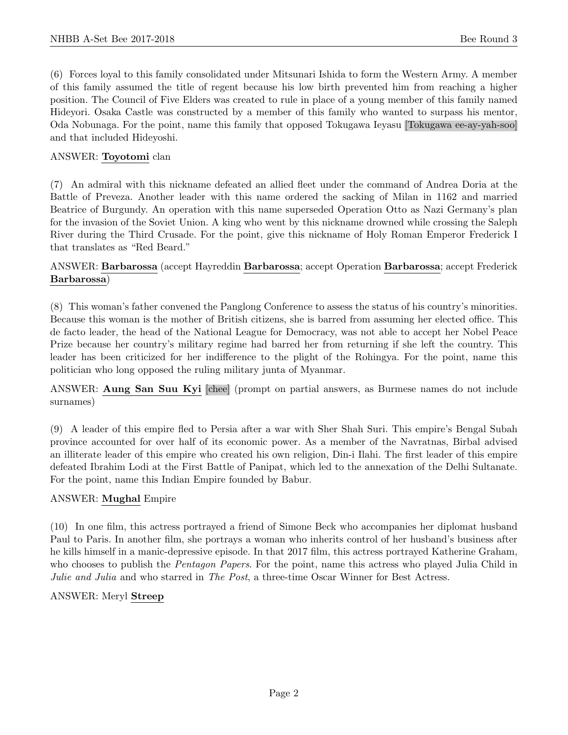(6) Forces loyal to this family consolidated under Mitsunari Ishida to form the Western Army. A member of this family assumed the title of regent because his low birth prevented him from reaching a higher position. The Council of Five Elders was created to rule in place of a young member of this family named Hideyori. Osaka Castle was constructed by a member of this family who wanted to surpass his mentor, Oda Nobunaga. For the point, name this family that opposed Tokugawa Ieyasu [Tokugawa ee-ay-yah-soo] and that included Hideyoshi.

ANSWER: **Toyotomi** clan

(7) An admiral with this nickname defeated an allied fleet under the command of Andrea Doria at the Battle of Preveza. Another leader with this name ordered the sacking of Milan in 1162 and married Beatrice of Burgundy. An operation with this name superseded Operation Otto as Nazi Germany's plan for the invasion of the Soviet Union. A king who went by this nickname drowned while crossing the Saleph River during the Third Crusade. For the point, give this nickname of Holy Roman Emperor Frederick I that translates as "Red Beard."

ANSWER: **Barbarossa** (accept Hayreddin **Barbarossa**; accept Operation **Barbarossa**; accept Frederick **Barbarossa**)

(8) This woman's father convened the Panglong Conference to assess the status of his country's minorities. Because this woman is the mother of British citizens, she is barred from assuming her elected office. This de facto leader, the head of the National League for Democracy, was not able to accept her Nobel Peace Prize because her country's military regime had barred her from returning if she left the country. This leader has been criticized for her indifference to the plight of the Rohingya. For the point, name this politician who long opposed the ruling military junta of Myanmar.

ANSWER: **Aung San Suu Kyi** [chee] (prompt on partial answers, as Burmese names do not include surnames)

(9) A leader of this empire fled to Persia after a war with Sher Shah Suri. This empire's Bengal Subah province accounted for over half of its economic power. As a member of the Navratnas, Birbal advised an illiterate leader of this empire who created his own religion, Din-i Ilahi. The first leader of this empire defeated Ibrahim Lodi at the First Battle of Panipat, which led to the annexation of the Delhi Sultanate. For the point, name this Indian Empire founded by Babur.

ANSWER: **Mughal** Empire

(10) In one film, this actress portrayed a friend of Simone Beck who accompanies her diplomat husband Paul to Paris. In another film, she portrays a woman who inherits control of her husband's business after he kills himself in a manic-depressive episode. In that 2017 film, this actress portrayed Katherine Graham, who chooses to publish the *Pentagon Papers*. For the point, name this actress who played Julia Child in *Julie and Julia* and who starred in *The Post*, a three-time Oscar Winner for Best Actress.

ANSWER: Meryl **Streep**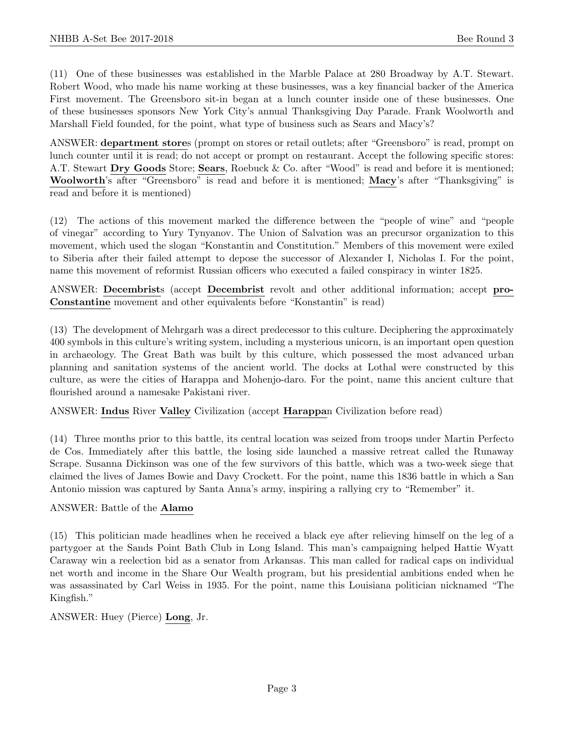(11) One of these businesses was established in the Marble Palace at 280 Broadway by A.T. Stewart. Robert Wood, who made his name working at these businesses, was a key financial backer of the America First movement. The Greensboro sit-in began at a lunch counter inside one of these businesses. One of these businesses sponsors New York City's annual Thanksgiving Day Parade. Frank Woolworth and Marshall Field founded, for the point, what type of business such as Sears and Macy's?

ANSWER: **department store**s (prompt on stores or retail outlets; after "Greensboro" is read, prompt on lunch counter until it is read; do not accept or prompt on restaurant. Accept the following specific stores: A.T. Stewart **Dry Goods** Store; **Sears**, Roebuck & Co. after "Wood" is read and before it is mentioned; **Woolworth**'s after "Greensboro" is read and before it is mentioned; **Macy**'s after "Thanksgiving" is read and before it is mentioned)

(12) The actions of this movement marked the difference between the "people of wine" and "people of vinegar" according to Yury Tynyanov. The Union of Salvation was an precursor organization to this movement, which used the slogan "Konstantin and Constitution." Members of this movement were exiled to Siberia after their failed attempt to depose the successor of Alexander I, Nicholas I. For the point, name this movement of reformist Russian officers who executed a failed conspiracy in winter 1825.

ANSWER: **Decembrist**s (accept **Decembrist** revolt and other additional information; accept **pro-Constantine** movement and other equivalents before "Konstantin" is read)

(13) The development of Mehrgarh was a direct predecessor to this culture. Deciphering the approximately 400 symbols in this culture's writing system, including a mysterious unicorn, is an important open question in archaeology. The Great Bath was built by this culture, which possessed the most advanced urban planning and sanitation systems of the ancient world. The docks at Lothal were constructed by this culture, as were the cities of Harappa and Mohenjo-daro. For the point, name this ancient culture that flourished around a namesake Pakistani river.

ANSWER: **Indus** River **Valley** Civilization (accept **Harappa**n Civilization before read)

(14) Three months prior to this battle, its central location was seized from troops under Martin Perfecto de Cos. Immediately after this battle, the losing side launched a massive retreat called the Runaway Scrape. Susanna Dickinson was one of the few survivors of this battle, which was a two-week siege that claimed the lives of James Bowie and Davy Crockett. For the point, name this 1836 battle in which a San Antonio mission was captured by Santa Anna's army, inspiring a rallying cry to "Remember" it.

ANSWER: Battle of the **Alamo**

(15) This politician made headlines when he received a black eye after relieving himself on the leg of a partygoer at the Sands Point Bath Club in Long Island. This man's campaigning helped Hattie Wyatt Caraway win a reelection bid as a senator from Arkansas. This man called for radical caps on individual net worth and income in the Share Our Wealth program, but his presidential ambitions ended when he was assassinated by Carl Weiss in 1935. For the point, name this Louisiana politician nicknamed "The Kingfish."

ANSWER: Huey (Pierce) **Long**, Jr.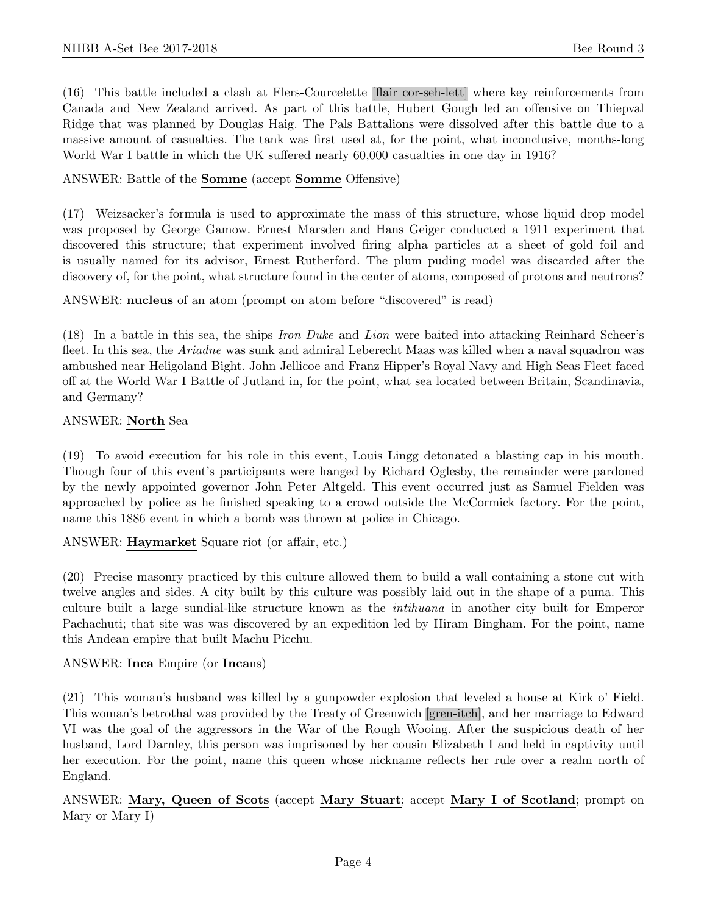(16) This battle included a clash at Flers-Courcelette [flair cor-seh-lett] where key reinforcements from Canada and New Zealand arrived. As part of this battle, Hubert Gough led an offensive on Thiepval Ridge that was planned by Douglas Haig. The Pals Battalions were dissolved after this battle due to a massive amount of casualties. The tank was first used at, for the point, what inconclusive, months-long World War I battle in which the UK suffered nearly 60,000 casualties in one day in 1916?

ANSWER: Battle of the **Somme** (accept **Somme** Offensive)

(17) Weizsacker's formula is used to approximate the mass of this structure, whose liquid drop model was proposed by George Gamow. Ernest Marsden and Hans Geiger conducted a 1911 experiment that discovered this structure; that experiment involved firing alpha particles at a sheet of gold foil and is usually named for its advisor, Ernest Rutherford. The plum puding model was discarded after the discovery of, for the point, what structure found in the center of atoms, composed of protons and neutrons?

ANSWER: **nucleus** of an atom (prompt on atom before "discovered" is read)

(18) In a battle in this sea, the ships *Iron Duke* and *Lion* were baited into attacking Reinhard Scheer's fleet. In this sea, the *Ariadne* was sunk and admiral Leberecht Maas was killed when a naval squadron was ambushed near Heligoland Bight. John Jellicoe and Franz Hipper's Royal Navy and High Seas Fleet faced off at the World War I Battle of Jutland in, for the point, what sea located between Britain, Scandinavia, and Germany?

ANSWER: **North** Sea

(19) To avoid execution for his role in this event, Louis Lingg detonated a blasting cap in his mouth. Though four of this event's participants were hanged by Richard Oglesby, the remainder were pardoned by the newly appointed governor John Peter Altgeld. This event occurred just as Samuel Fielden was approached by police as he finished speaking to a crowd outside the McCormick factory. For the point, name this 1886 event in which a bomb was thrown at police in Chicago.

ANSWER: **Haymarket** Square riot (or affair, etc.)

(20) Precise masonry practiced by this culture allowed them to build a wall containing a stone cut with twelve angles and sides. A city built by this culture was possibly laid out in the shape of a puma. This culture built a large sundial-like structure known as the *intihuana* in another city built for Emperor Pachachuti; that site was was discovered by an expedition led by Hiram Bingham. For the point, name this Andean empire that built Machu Picchu.

ANSWER: **Inca** Empire (or **Inca**ns)

(21) This woman's husband was killed by a gunpowder explosion that leveled a house at Kirk o' Field. This woman's betrothal was provided by the Treaty of Greenwich [gren-itch], and her marriage to Edward VI was the goal of the aggressors in the War of the Rough Wooing. After the suspicious death of her husband, Lord Darnley, this person was imprisoned by her cousin Elizabeth I and held in captivity until her execution. For the point, name this queen whose nickname reflects her rule over a realm north of England.

ANSWER: **Mary, Queen of Scots** (accept **Mary Stuart**; accept **Mary I of Scotland**; prompt on Mary or Mary I)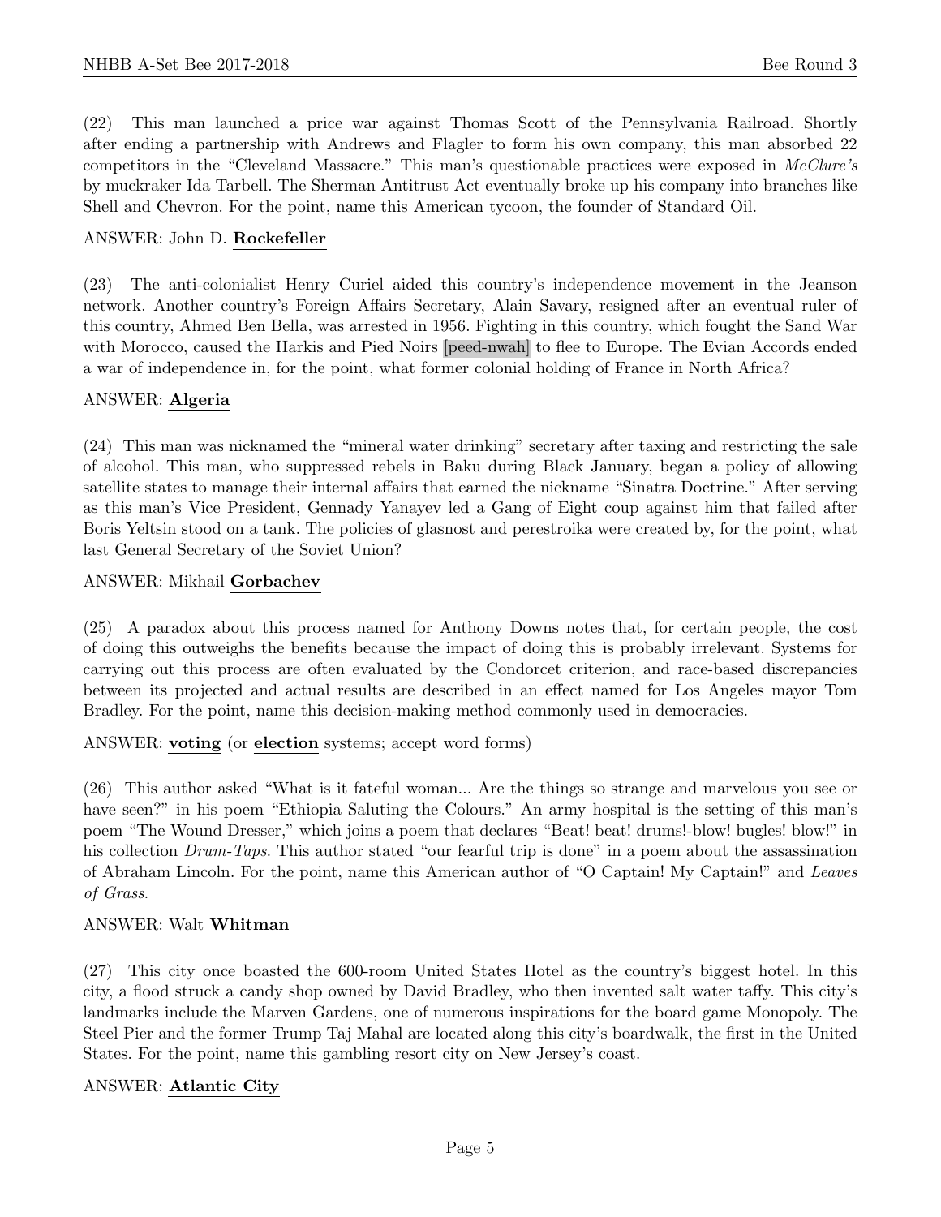(22) This man launched a price war against Thomas Scott of the Pennsylvania Railroad. Shortly after ending a partnership with Andrews and Flagler to form his own company, this man absorbed 22 competitors in the "Cleveland Massacre." This man's questionable practices were exposed in *McClure's* by muckraker Ida Tarbell. The Sherman Antitrust Act eventually broke up his company into branches like Shell and Chevron. For the point, name this American tycoon, the founder of Standard Oil.

ANSWER: John D. **Rockefeller**

(23) The anti-colonialist Henry Curiel aided this country's independence movement in the Jeanson network. Another country's Foreign Affairs Secretary, Alain Savary, resigned after an eventual ruler of this country, Ahmed Ben Bella, was arrested in 1956. Fighting in this country, which fought the Sand War with Morocco, caused the Harkis and Pied Noirs [peed-nwah] to flee to Europe. The Evian Accords ended a war of independence in, for the point, what former colonial holding of France in North Africa?

ANSWER: **Algeria**

(24) This man was nicknamed the "mineral water drinking" secretary after taxing and restricting the sale of alcohol. This man, who suppressed rebels in Baku during Black January, began a policy of allowing satellite states to manage their internal affairs that earned the nickname "Sinatra Doctrine." After serving as this man's Vice President, Gennady Yanayev led a Gang of Eight coup against him that failed after Boris Yeltsin stood on a tank. The policies of glasnost and perestroika were created by, for the point, what last General Secretary of the Soviet Union?

ANSWER: Mikhail **Gorbachev**

(25) A paradox about this process named for Anthony Downs notes that, for certain people, the cost of doing this outweighs the benefits because the impact of doing this is probably irrelevant. Systems for carrying out this process are often evaluated by the Condorcet criterion, and race-based discrepancies between its projected and actual results are described in an effect named for Los Angeles mayor Tom Bradley. For the point, name this decision-making method commonly used in democracies.

ANSWER: **voting** (or **election** systems; accept word forms)

(26) This author asked "What is it fateful woman... Are the things so strange and marvelous you see or have seen?" in his poem "Ethiopia Saluting the Colours." An army hospital is the setting of this man's poem "The Wound Dresser," which joins a poem that declares "Beat! beat! drums!-blow! bugles! blow!" in his collection *Drum-Taps*. This author stated "our fearful trip is done" in a poem about the assassination of Abraham Lincoln. For the point, name this American author of "O Captain! My Captain!" and *Leaves of Grass*.

ANSWER: Walt **Whitman**

(27) This city once boasted the 600-room United States Hotel as the country's biggest hotel. In this city, a flood struck a candy shop owned by David Bradley, who then invented salt water taffy. This city's landmarks include the Marven Gardens, one of numerous inspirations for the board game Monopoly. The Steel Pier and the former Trump Taj Mahal are located along this city's boardwalk, the first in the United States. For the point, name this gambling resort city on New Jersey's coast.

ANSWER: **Atlantic City**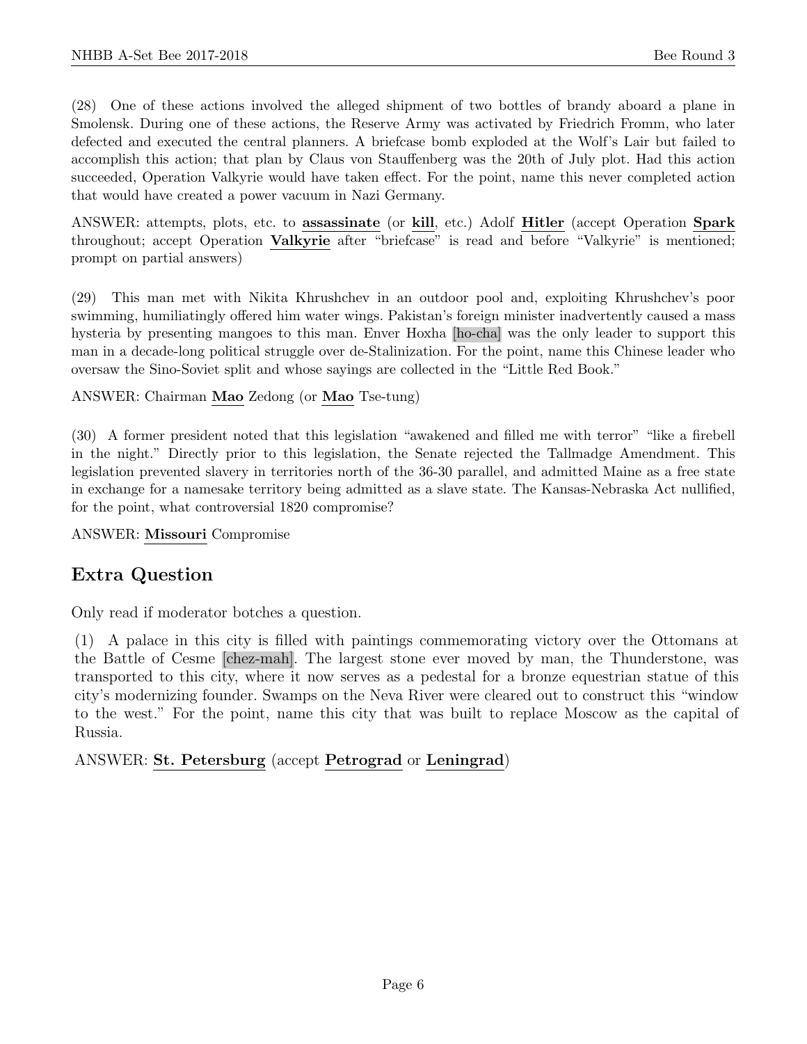(28) One of these actions involved the alleged shipment of two bottles of brandy aboard a plane in Smolensk. During one of these actions, the Reserve Army was activated by Friedrich Fromm, who later defected and executed the central planners. A briefcase bomb exploded at the Wolf's Lair but failed to accomplish this action; that plan by Claus von Stauffenberg was the 20th of July plot. Had this action succeeded, Operation Valkyrie would have taken effect. For the point, name this never completed action that would have created a power vacuum in Nazi Germany.

ANSWER: attempts, plots, etc. to **assassinate** (or **kill**, etc.) Adolf **Hitler** (accept Operation **Spark** throughout; accept Operation **Valkyrie** after "briefcase" is read and before "Valkyrie" is mentioned; prompt on partial answers)

(29) This man met with Nikita Khrushchev in an outdoor pool and, exploiting Khrushchev's poor swimming, humiliatingly offered him water wings. Pakistan's foreign minister inadvertently caused a mass hysteria by presenting mangoes to this man. Enver Hoxha [ho-cha] was the only leader to support this man in a decade-long political struggle over de-Stalinization. For the point, name this Chinese leader who oversaw the Sino-Soviet split and whose sayings are collected in the "Little Red Book."

ANSWER: Chairman **Mao** Zedong (or **Mao** Tse-tung)

(30) A former president noted that this legislation "awakened and filled me with terror" "like a firebell in the night." Directly prior to this legislation, the Senate rejected the Tallmadge Amendment. This legislation prevented slavery in territories north of the 36-30 parallel, and admitted Maine as a free state in exchange for a namesake territory being admitted as a slave state. The Kansas-Nebraska Act nullified, for the point, what controversial 1820 compromise?

ANSWER: **Missouri** Compromise

## Extra Question

Only read if moderator botches a question.

(1) A palace in this city is filled with paintings commemorating victory over the Ottomans at the Battle of Cesme [chez-mah]. The largest stone ever moved by man, the Thunderstone, was transported to this city, where it now serves as a pedestal for a bronze equestrian statue of this city's modernizing founder. Swamps on the Neva River were cleared out to construct this "window to the west." For the point, name this city that was built to replace Moscow as the capital of Russia.

ANSWER: **St. Petersburg** (accept **Petrograd** or **Leningrad**)